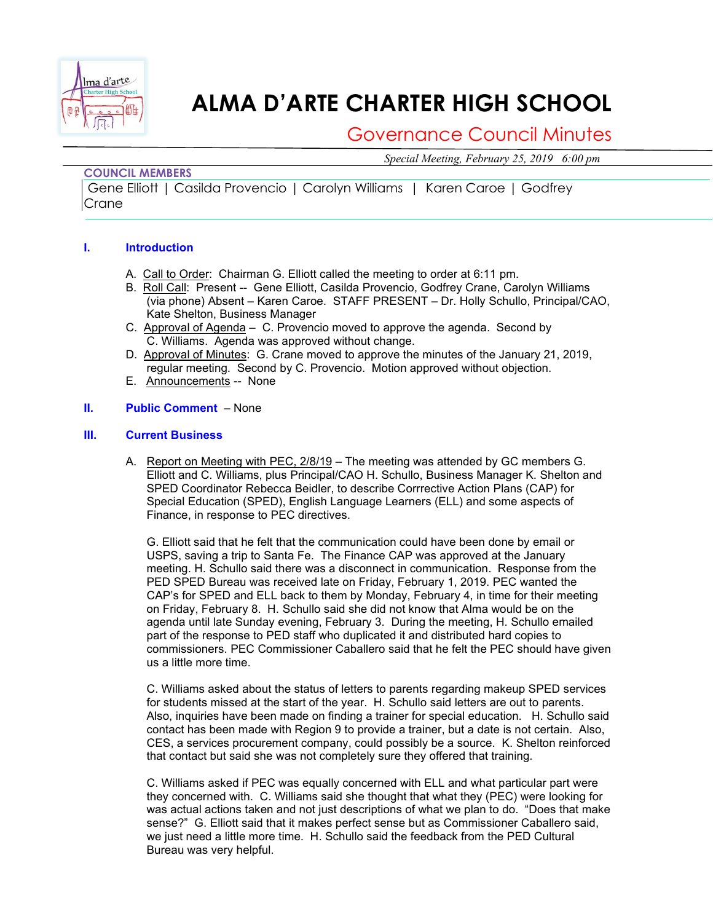# ALMA D'ARTE CHARTER HIGH SCHOOL

## Governance Council Minutes

*Special Meeting, February 25, 2019 6:00 pm*

**COUNCIL MEMBERS**

Gene Elliott | Casilda Provencio | Carolyn Williams | Karen Caroe | Godfrey Crane

### I. Introduction

A. Call to Order: Chairman G. Elliott called the meeting to order at 6:11 pm.

B. Roll Call: Present -- Gene Elliott, Casilda Provencio, Godfrey Crane, Carolyn Williams (via phone) Absent – Karen Caroe. STAFF PRESENT – Dr. Holly Schullo, Principal/CAO, Kate Shelton, Business Manager

C. Approval of Agenda – C. Provencio moved to approve the agenda. Second by C. Williams. Agenda was approved without change.

D. Approval of Minutes: G. Crane moved to approve the minutes of the January 21, 2019, regular meeting. Second by C. Provencio. Motion approved without objection.

E. Announcements -- None

### II. Public Comment – None

### III. Current Business

A. Report on Meeting with PEC, 2/8/19 – The meeting was attended by GC members G. Elliott and C. Williams, plus Principal/CAO H. Schullo, Business Manager K. Shelton and SPED Coordinator Rebecca Beidler, to describe Corrrective Action Plans (CAP) for Special Education (SPED), English Language Learners (ELL) and some aspects of Finance, in response to PEC directives.

G. Elliott said that he felt that the communication could have been done by email or USPS, saving a trip to Santa Fe. The Finance CAP was approved at the January meeting. H. Schullo said there was a disconnect in communication. Response from the PED SPED Bureau was received late on Friday, February 1, 2019. PEC wanted the CAP's for SPED and ELL back to them by Monday, February 4, in time for their meeting on Friday, February 8. H. Schullo said she did not know that Alma would be on the agenda until late Sunday evening, February 3. During the meeting, H. Schullo emailed part of the response to PED staff who duplicated it and distributed hard copies to commissioners. PEC Commissioner Caballero said that he felt the PEC should have given us a little more time.

C. Williams asked about the status of letters to parents regarding makeup SPED services for students missed at the start of the year. H. Schullo said letters are out to parents. Also, inquiries have been made on finding a trainer for special education. H. Schullo said contact has been made with Region 9 to provide a trainer, but a date is not certain. Also, CES, a services procurement company, could possibly be a source. K. Shelton reinforced that contact but said she was not completely sure they offered that training.

C. Williams asked if PEC was equally concerned with ELL and what particular part were they concerned with. C. Williams said she thought that what they (PEC) were looking for was actual actions taken and not just descriptions of what we plan to do. "Does that make sense?" G. Elliott said that it makes perfect sense but as Commissioner Caballero said, we just need a little more time. H. Schullo said the feedback from the PED Cultural Bureau was very helpful.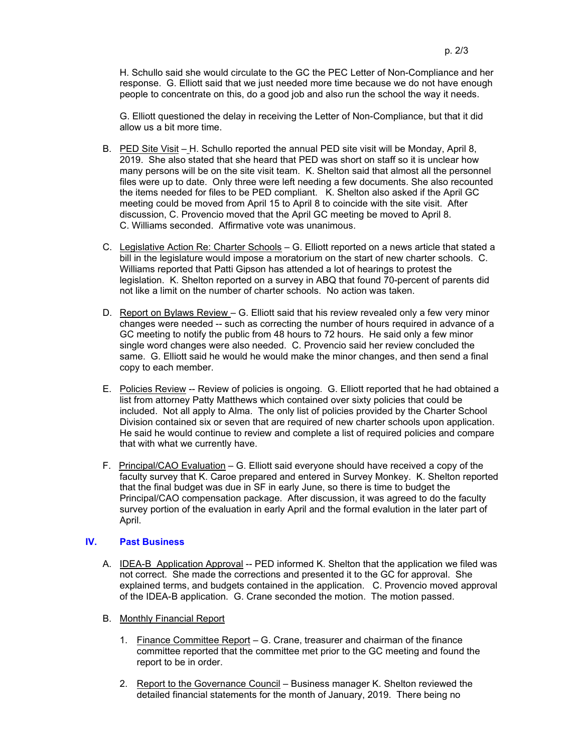H. Schullo said she would circulate to the GC the PEC Letter of Non-Compliance and her response. G. Elliott said that we just needed more time because we do not have enough people to concentrate on this, do a good job and also run the school the way it needs.

G. Elliott questioned the delay in receiving the Letter of Non-Compliance, but that it did allow us a bit more time.

B. PED Site Visit – H. Schullo reported the annual PED site visit will be Monday, April 8, 2019. She also stated that she heard that PED was short on staff so it is unclear how many persons will be on the site visit team. K. Shelton said that almost all the personnel files were up to date. Only three were left needing a few documents. She also recounted the items needed for files to be PED compliant. K. Shelton also asked if the April GC meeting could be moved from April 15 to April 8 to coincide with the site visit. After discussion, C. Provencio moved that the April GC meeting be moved to April 8. C. Williams seconded. Affirmative vote was unanimous.

C. Legislative Action Re: Charter Schools – G. Elliott reported on a news article that stated a bill in the legislature would impose a moratorium on the start of new charter schools. C. Williams reported that Patti Gipson has attended a lot of hearings to protest the legislation. K. Shelton reported on a survey in ABQ that found 70-percent of parents did not like a limit on the number of charter schools. No action was taken.

D. Report on Bylaws Review – G. Elliott said that his review revealed only a few very minor changes were needed -- such as correcting the number of hours required in advance of a GC meeting to notify the public from 48 hours to 72 hours. He said only a few minor single word changes were also needed. C. Provencio said her review concluded the same. G. Elliott said he would he would make the minor changes, and then send a final copy to each member.

E. Policies Review -- Review of policies is ongoing. G. Elliott reported that he had obtained a list from attorney Patty Matthews which contained over sixty policies that could be included. Not all apply to Alma. The only list of policies provided by the Charter School Division contained six or seven that are required of new charter schools upon application. He said he would continue to review and complete a list of required policies and compare that with what we currently have.

F. Principal/CAO Evaluation – G. Elliott said everyone should have received a copy of the faculty survey that K. Caroe prepared and entered in Survey Monkey. K. Shelton reported that the final budget was due in SF in early June, so there is time to budget the Principal/CAO compensation package. After discussion, it was agreed to do the faculty survey portion of the evaluation in early April and the formal evalution in the later part of April.

## IV. Past Business

A. IDEA-B Application Approval -- PED informed K. Shelton that the application we filed was not correct. She made the corrections and presented it to the GC for approval. She explained terms, and budgets contained in the application. C. Provencio moved approval of the IDEA-B application. G. Crane seconded the motion. The motion passed.

B. Monthly Financial Report

1. Finance Committee Report – G. Crane, treasurer and chairman of the finance committee reported that the committee met prior to the GC meeting and found the report to be in order.

2. Report to the Governance Council – Business manager K. Shelton reviewed the detailed financial statements for the month of January, 2019. There being no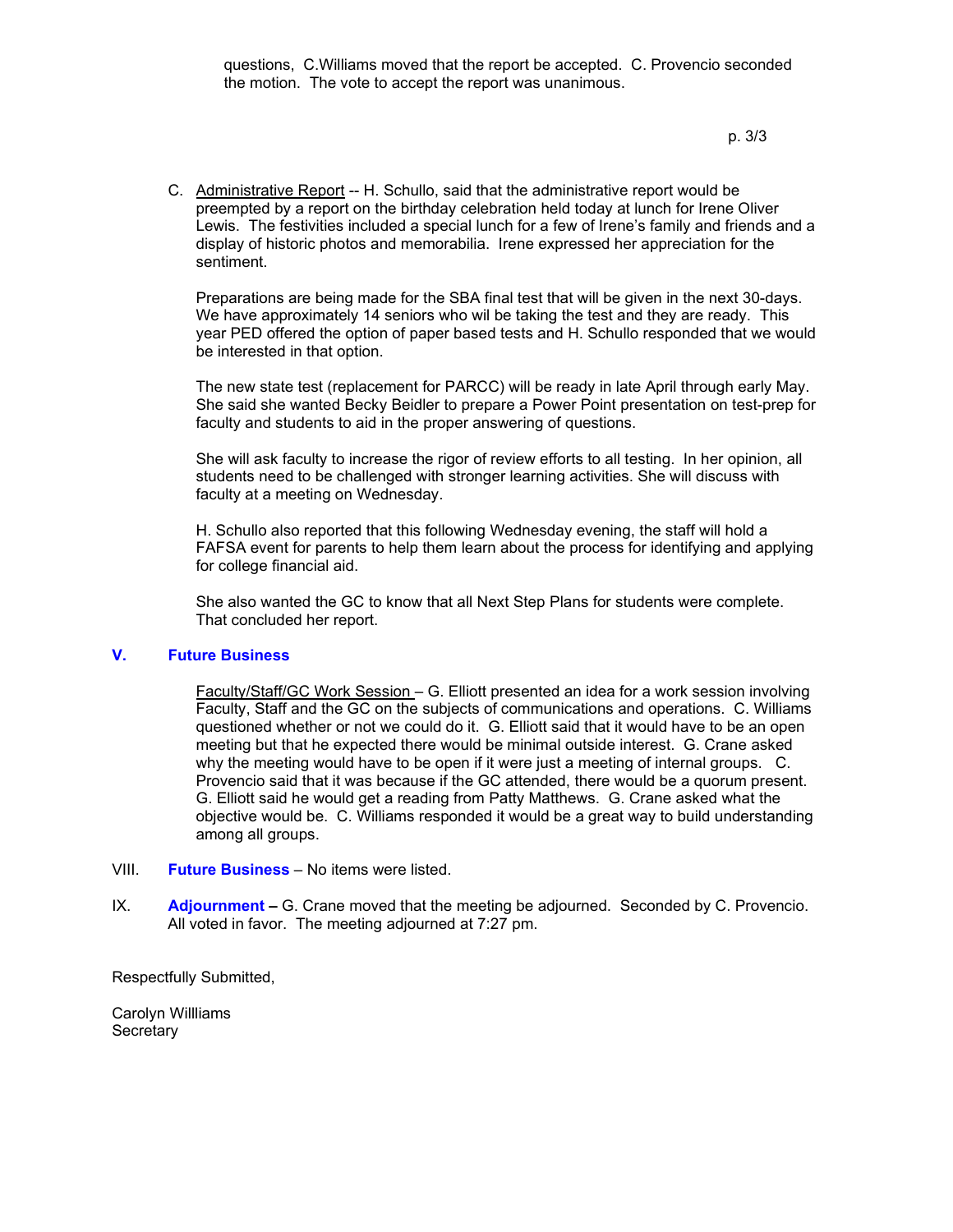questions, C.Williams moved that the report be accepted. C. Provencio seconded the motion. The vote to accept the report was unanimous.

C. Administrative Report -- H. Schullo, said that the administrative report would be preempted by a report on the birthday celebration held today at lunch for Irene Oliver Lewis. The festivities included a special lunch for a few of Irene's family and friends and a display of historic photos and memorabilia. Irene expressed her appreciation for the sentiment.

Preparations are being made for the SBA final test that will be given in the next 30-days. We have approximately 14 seniors who wil be taking the test and they are ready. This year PED offered the option of paper based tests and H. Schullo responded that we would be interested in that option.

The new state test (replacement for PARCC) will be ready in late April through early May. She said she wanted Becky Beidler to prepare a Power Point presentation on test-prep for faculty and students to aid in the proper answering of questions.

She will ask faculty to increase the rigor of review efforts to all testing. In her opinion, all students need to be challenged with stronger learning activities. She will discuss with faculty at a meeting on Wednesday.

H. Schullo also reported that this following Wednesday evening, the staff will hold a FAFSA event for parents to help them learn about the process for identifying and applying for college financial aid.

She also wanted the GC to know that all Next Step Plans for students were complete. That concluded her report.

## V. Future Business

Faculty/Staff/GC Work Session – G. Elliott presented an idea for a work session involving Faculty, Staff and the GC on the subjects of communications and operations. C. Williams questioned whether or not we could do it. G. Elliott said that it would have to be an open meeting but that he expected there would be minimal outside interest. G. Crane asked why the meeting would have to be open if it were just a meeting of internal groups. C. Provencio said that it was because if the GC attended, there would be a quorum present. G. Elliott said he would get a reading from Patty Matthews. G. Crane asked what the objective would be. C. Williams responded it would be a great way to build understanding among all groups.

## VIII. Future Business – No items were listed.

## IX. Adjournment – G. Crane moved that the meeting be adjourned. Seconded by C. Provencio. All voted in favor. The meeting adjourned at 7:27 pm.

Respectfully Submitted,

Carolyn Willliams
Secretary